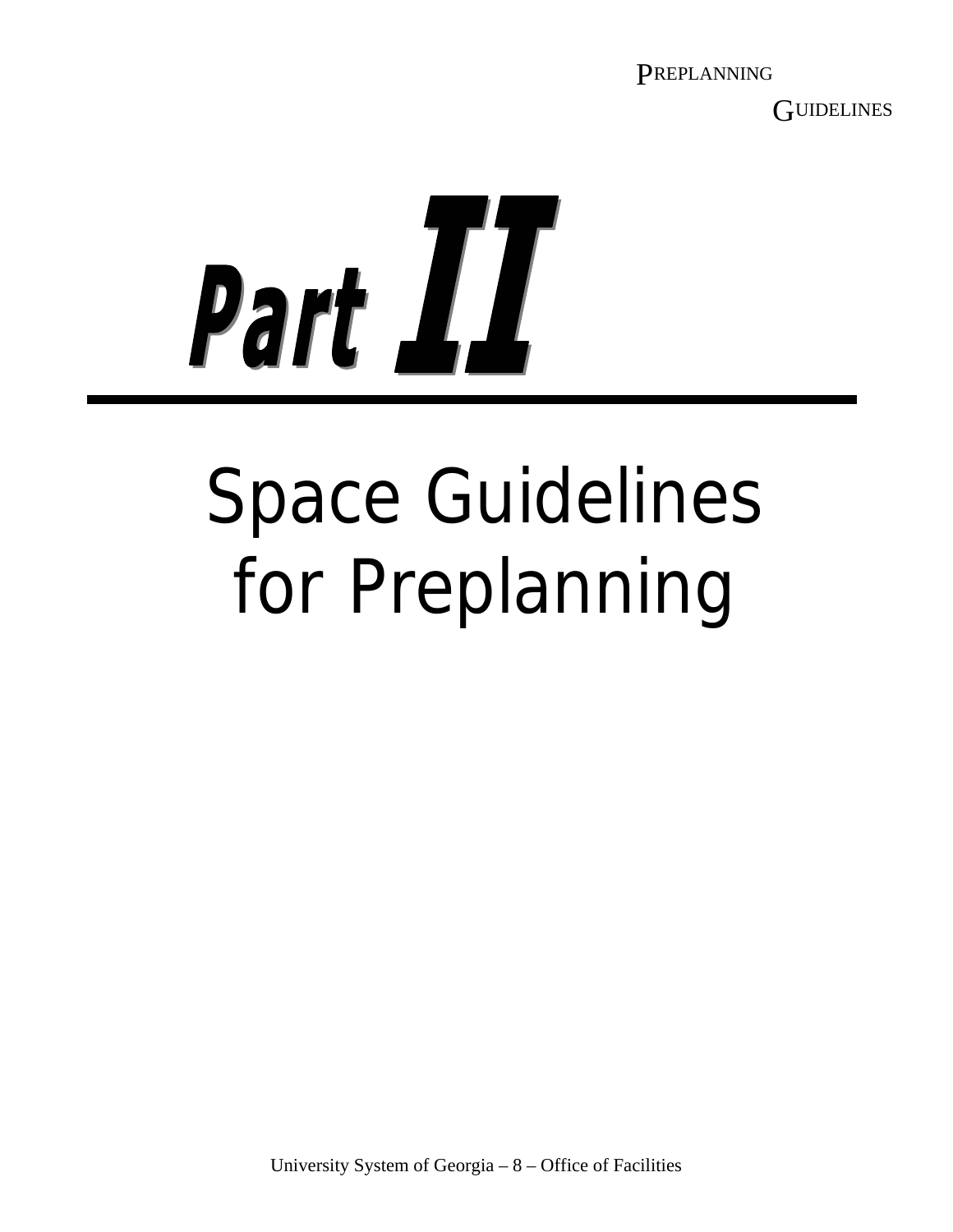# Part II

# Space Guidelines for Preplanning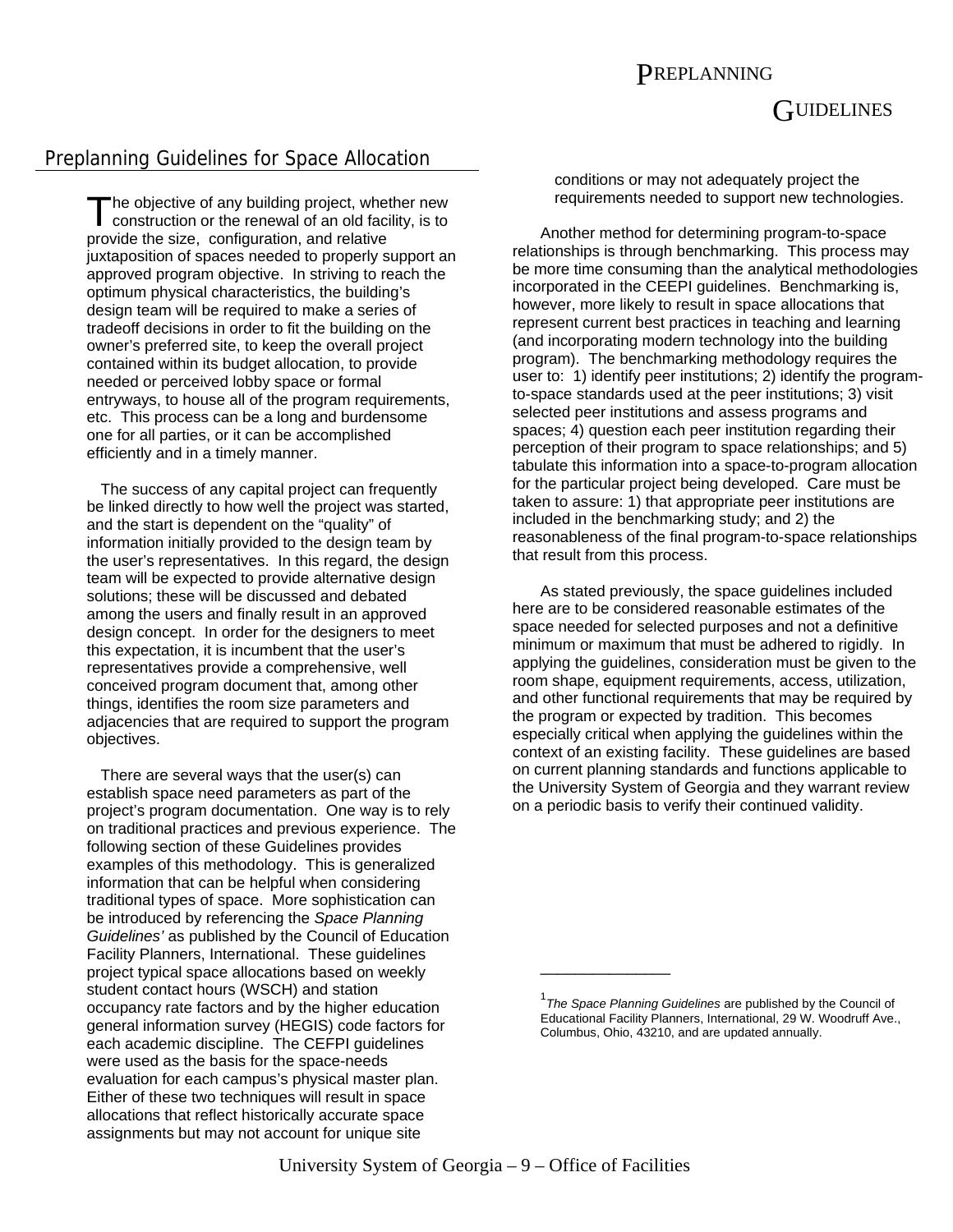## Preplanning Guidelines for Space Allocation

The objective of any building project, whether new construction or the renewal of an old facility, is to provide the size, configuration, and relative juxtaposition of spaces needed to properly support an approved program objective. In striving to reach the optimum physical characteristics, the building's design team will be required to make a series of tradeoff decisions in order to fit the building on the owner's preferred site, to keep the overall project contained within its budget allocation, to provide needed or perceived lobby space or formal entryways, to house all of the program requirements, etc. This process can be a long and burdensome one for all parties, or it can be accomplished efficiently and in a timely manner.

The success of any capital project can frequently be linked directly to how well the project was started, and the start is dependent on the "quality" of information initially provided to the design team by the user's representatives. In this regard, the design team will be expected to provide alternative design solutions; these will be discussed and debated among the users and finally result in an approved design concept. In order for the designers to meet this expectation, it is incumbent that the user's representatives provide a comprehensive, well conceived program document that, among other things, identifies the room size parameters and adjacencies that are required to support the program objectives.

There are several ways that the user(s) can establish space need parameters as part of the project's program documentation. One way is to rely on traditional practices and previous experience. The following section of these Guidelines provides examples of this methodology. This is generalized information that can be helpful when considering traditional types of space. More sophistication can be introduced by referencing the *Space Planning Guidelines'* as published by the Council of Education Facility Planners, International. These guidelines project typical space allocations based on weekly student contact hours (WSCH) and station occupancy rate factors and by the higher education general information survey (HEGIS) code factors for each academic discipline. The CEFPI guidelines were used as the basis for the space-needs evaluation for each campus's physical master plan. Either of these two techniques will result in space allocations that reflect historically accurate space assignments but may not account for unique site conditions or may not adequately project the requirements needed to support new technologies.

Another method for determining program-to-space relationships is through benchmarking. This process may be more time consuming than the analytical methodologies incorporated in the CEEPI guidelines. Benchmarking is, however, more likely to result in space allocations that represent current best practices in teaching and learning (and incorporating modern technology into the building program). The benchmarking methodology requires the user to: 1) identify peer institutions; 2) identify the program-to-space standards used at the peer institutions; 3) visit selected peer institutions and assess programs and spaces; 4) question each peer institution regarding their perception of their program to space relationships; and 5) tabulate this information into a space-to-program allocation for the particular project being developed. Care must be taken to assure: 1) that appropriate peer institutions are included in the benchmarking study; and 2) the reasonableness of the final program-to-space relationships that result from this process.

As stated previously, the space guidelines included here are to be considered reasonable estimates of the space needed for selected purposes and not a definitive minimum or maximum that must be adhered to rigidly. In applying the guidelines, consideration must be given to the room shape, equipment requirements, access, utilization, and other functional requirements that may be required by the program or expected by tradition. This becomes especially critical when applying the guidelines within the context of an existing facility. These guidelines are based on current planning standards and functions applicable to the University System of Georgia and they warrant review on a periodic basis to verify their continued validity.

---

[1] *The Space Planning Guidelines* are published by the Council of Educational Facility Planners, International, 29 W. Woodruff Ave., Columbus, Ohio, 43210, and are updated annually.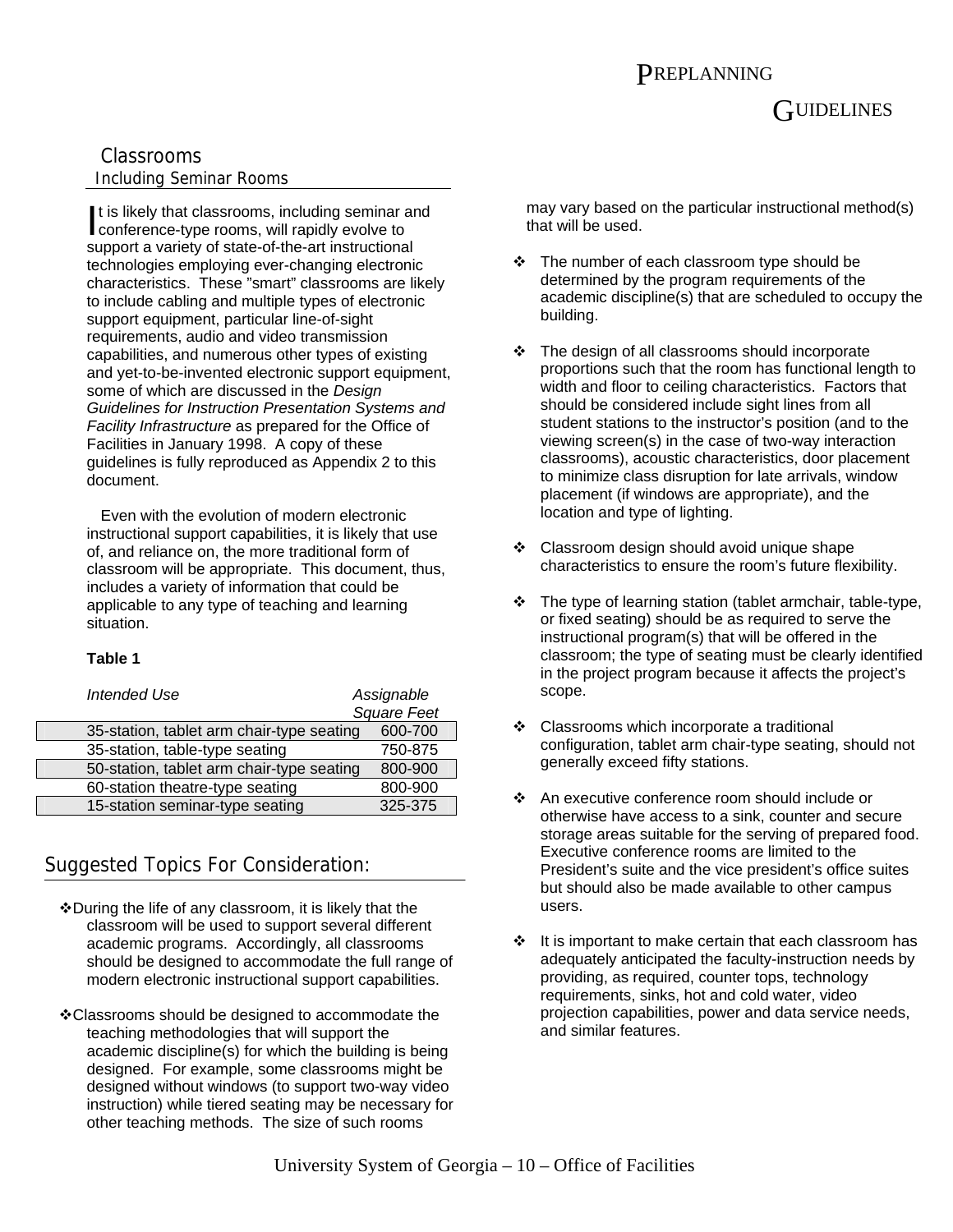## Classrooms

### Including Seminar Rooms

It is likely that classrooms, including seminar and conference-type rooms, will rapidly evolve to support a variety of state-of-the-art instructional technologies employing ever-changing electronic characteristics. These "smart" classrooms are likely to include cabling and multiple types of electronic support equipment, particular line-of-sight requirements, audio and video transmission capabilities, and numerous other types of existing and yet-to-be-invented electronic support equipment, some of which are discussed in the *Design Guidelines for Instruction Presentation Systems and Facility Infrastructure* as prepared for the Office of Facilities in January 1998. A copy of these guidelines is fully reproduced as Appendix 2 to this document.

Even with the evolution of modern electronic instructional support capabilities, it is likely that use of, and reliance on, the more traditional form of classroom will be appropriate. This document, thus, includes a variety of information that could be applicable to any type of teaching and learning situation.

**Table 1**

| *Intended Use* | *Assignable Square Feet* |
|---|---|
| 35-station, tablet arm chair-type seating | 600-700 |
| 35-station, table-type seating | 750-875 |
| 50-station, tablet arm chair-type seating | 800-900 |
| 60-station theatre-type seating | 800-900 |
| 15-station seminar-type seating | 325-375 |

## Suggested Topics For Consideration:

- During the life of any classroom, it is likely that the classroom will be used to support several different academic programs. Accordingly, all classrooms should be designed to accommodate the full range of modern electronic instructional support capabilities.

- Classrooms should be designed to accommodate the teaching methodologies that will support the academic discipline(s) for which the building is being designed. For example, some classrooms might be designed without windows (to support two-way video instruction) while tiered seating may be necessary for other teaching methods. The size of such rooms may vary based on the particular instructional method(s) that will be used.

- The number of each classroom type should be determined by the program requirements of the academic discipline(s) that are scheduled to occupy the building.

- The design of all classrooms should incorporate proportions such that the room has functional length to width and floor to ceiling characteristics. Factors that should be considered include sight lines from all student stations to the instructor's position (and to the viewing screen(s) in the case of two-way interaction classrooms), acoustic characteristics, door placement to minimize class disruption for late arrivals, window placement (if windows are appropriate), and the location and type of lighting.

- Classroom design should avoid unique shape characteristics to ensure the room's future flexibility.

- The type of learning station (tablet armchair, table-type, or fixed seating) should be as required to serve the instructional program(s) that will be offered in the classroom; the type of seating must be clearly identified in the project program because it affects the project's scope.

- Classrooms which incorporate a traditional configuration, tablet arm chair-type seating, should not generally exceed fifty stations.

- An executive conference room should include or otherwise have access to a sink, counter and secure storage areas suitable for the serving of prepared food. Executive conference rooms are limited to the President's suite and the vice president's office suites but should also be made available to other campus users.

- It is important to make certain that each classroom has adequately anticipated the faculty-instruction needs by providing, as required, counter tops, technology requirements, sinks, hot and cold water, video projection capabilities, power and data service needs, and similar features.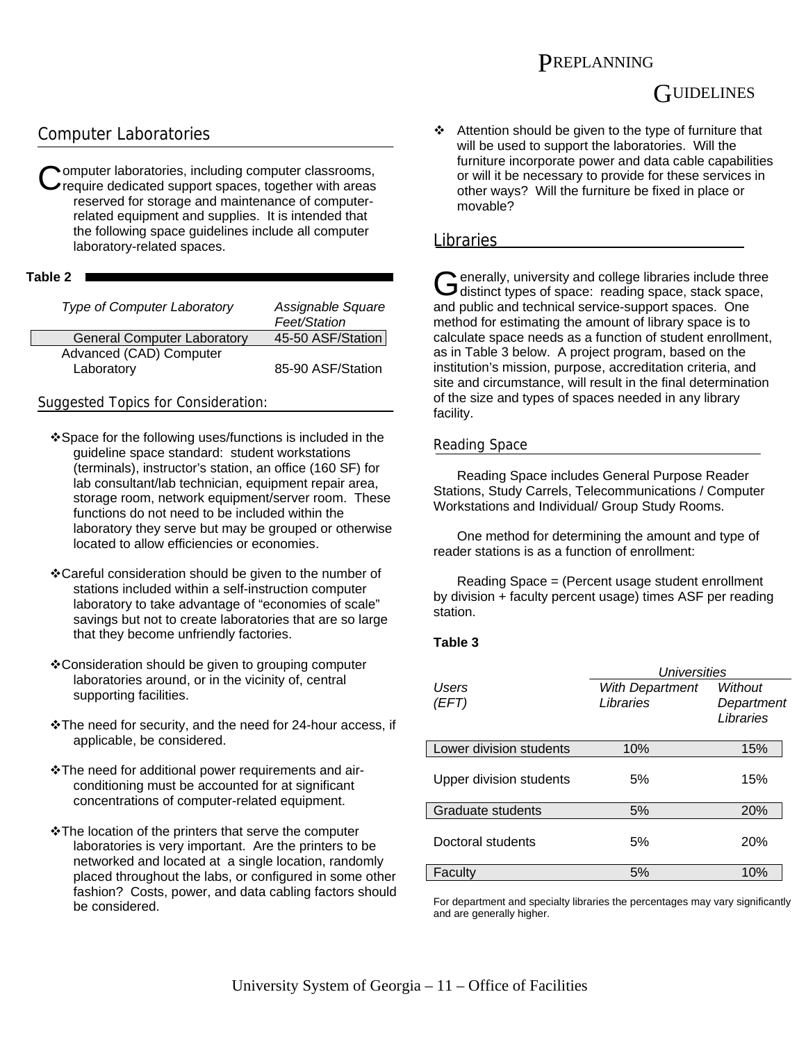## Computer Laboratories

Computer laboratories, including computer classrooms, require dedicated support spaces, together with areas reserved for storage and maintenance of computer-related equipment and supplies. It is intended that the following space guidelines include all computer laboratory-related spaces.

**Table 2**

| *Type of Computer Laboratory* | *Assignable Square Feet/Station* |
|---|---|
| General Computer Laboratory | 45-50 ASF/Station |
| Advanced (CAD) Computer Laboratory | 85-90 ASF/Station |

### Suggested Topics for Consideration:

- ❖Space for the following uses/functions is included in the guideline space standard: student workstations (terminals), instructor's station, an office (160 SF) for lab consultant/lab technician, equipment repair area, storage room, network equipment/server room. These functions do not need to be included within the laboratory they serve but may be grouped or otherwise located to allow efficiencies or economies.
- ❖Careful consideration should be given to the number of stations included within a self-instruction computer laboratory to take advantage of "economies of scale" savings but not to create laboratories that are so large that they become unfriendly factories.
- ❖Consideration should be given to grouping computer laboratories around, or in the vicinity of, central supporting facilities.
- ❖The need for security, and the need for 24-hour access, if applicable, be considered.
- ❖The need for additional power requirements and air-conditioning must be accounted for at significant concentrations of computer-related equipment.
- ❖The location of the printers that serve the computer laboratories is very important. Are the printers to be networked and located at a single location, randomly placed throughout the labs, or configured in some other fashion? Costs, power, and data cabling factors should be considered.
- ❖ Attention should be given to the type of furniture that will be used to support the laboratories. Will the furniture incorporate power and data cable capabilities or will it be necessary to provide for these services in other ways? Will the furniture be fixed in place or movable?

## Libraries

Generally, university and college libraries include three distinct types of space: reading space, stack space, and public and technical service-support spaces. One method for estimating the amount of library space is to calculate space needs as a function of student enrollment, as in Table 3 below. A project program, based on the institution's mission, purpose, accreditation criteria, and site and circumstance, will result in the final determination of the size and types of spaces needed in any library facility.

### Reading Space

Reading Space includes General Purpose Reader Stations, Study Carrels, Telecommunications / Computer Workstations and Individual/ Group Study Rooms.

One method for determining the amount and type of reader stations is as a function of enrollment:

Reading Space = (Percent usage student enrollment by division + faculty percent usage) times ASF per reading station.

**Table 3**

| | *Universities* | |
|---|---|---|
| *Users (EFT)* | *With Department Libraries* | *Without Department Libraries* |
| Lower division students | 10% | 15% |
| Upper division students | 5% | 15% |
| Graduate students | 5% | 20% |
| Doctoral students | 5% | 20% |
| Faculty | 5% | 10% |

For department and specialty libraries the percentages may vary significantly and are generally higher.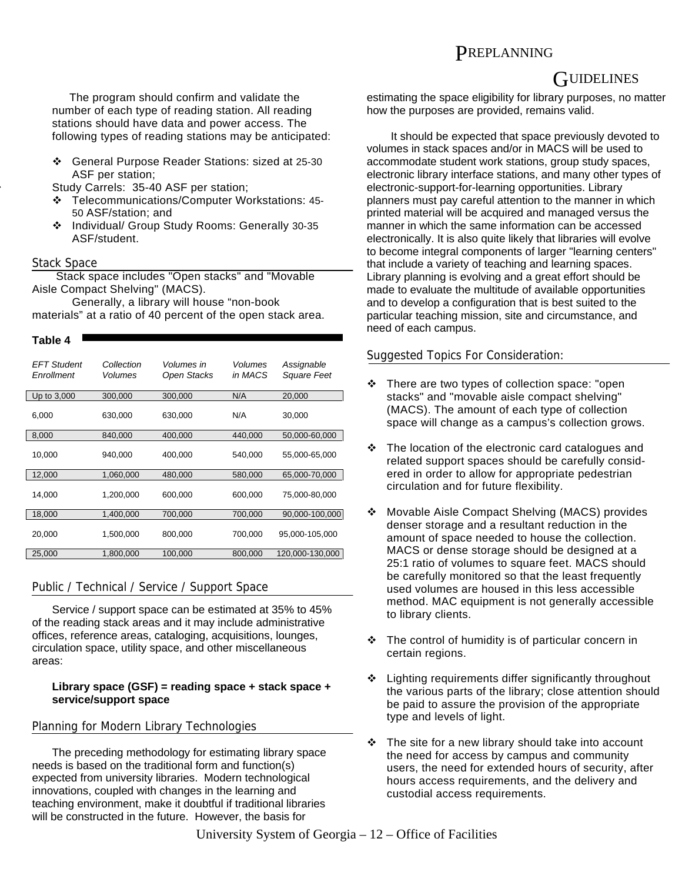The program should confirm and validate the number of each type of reading station. All reading stations should have data and power access. The following types of reading stations may be anticipated:

- General Purpose Reader Stations: sized at 25-30 ASF per station;
- Study Carrels: 35-40 ASF per station;
- Telecommunications/Computer Workstations: 45-50 ASF/station; and
- Individual/ Group Study Rooms: Generally 30-35 ASF/student.

## Stack Space

Stack space includes "Open stacks" and "Movable Aisle Compact Shelving" (MACS).

Generally, a library will house "non-book materials" at a ratio of 40 percent of the open stack area.

**Table 4**

| *EFT Student Enrollment* | *Collection Volumes* | *Volumes in Open Stacks* | *Volumes in MACS* | *Assignable Square Feet* |
|---|---|---|---|---|
| Up to 3,000 | 300,000 | 300,000 | N/A | 20,000 |
| 6,000 | 630,000 | 630,000 | N/A | 30,000 |
| 8,000 | 840,000 | 400,000 | 440,000 | 50,000-60,000 |
| 10,000 | 940,000 | 400,000 | 540,000 | 55,000-65,000 |
| 12,000 | 1,060,000 | 480,000 | 580,000 | 65,000-70,000 |
| 14,000 | 1,200,000 | 600,000 | 600,000 | 75,000-80,000 |
| 18,000 | 1,400,000 | 700,000 | 700,000 | 90,000-100,000 |
| 20,000 | 1,500,000 | 800,000 | 700,000 | 95,000-105,000 |
| 25,000 | 1,800,000 | 100,000 | 800,000 | 120,000-130,000 |

## Public / Technical / Service / Support Space

Service / support space can be estimated at 35% to 45% of the reading stack areas and it may include administrative offices, reference areas, cataloging, acquisitions, lounges, circulation space, utility space, and other miscellaneous areas:

**Library space (GSF) = reading space + stack space + service/support space**

## Planning for Modern Library Technologies

The preceding methodology for estimating library space needs is based on the traditional form and function(s) expected from university libraries. Modern technological innovations, coupled with changes in the learning and teaching environment, make it doubtful if traditional libraries will be constructed in the future. However, the basis for estimating the space eligibility for library purposes, no matter how the purposes are provided, remains valid.

It should be expected that space previously devoted to volumes in stack spaces and/or in MACS will be used to accommodate student work stations, group study spaces, electronic library interface stations, and many other types of electronic-support-for-learning opportunities. Library planners must pay careful attention to the manner in which printed material will be acquired and managed versus the manner in which the same information can be accessed electronically. It is also quite likely that libraries will evolve to become integral components of larger "learning centers" that include a variety of teaching and learning spaces. Library planning is evolving and a great effort should be made to evaluate the multitude of available opportunities and to develop a configuration that is best suited to the particular teaching mission, site and circumstance, and need of each campus.

## Suggested Topics For Consideration:

- There are two types of collection space: "open stacks" and "movable aisle compact shelving" (MACS). The amount of each type of collection space will change as a campus's collection grows.
- The location of the electronic card catalogues and related support spaces should be carefully considered in order to allow for appropriate pedestrian circulation and for future flexibility.
- Movable Aisle Compact Shelving (MACS) provides denser storage and a resultant reduction in the amount of space needed to house the collection. MACS or dense storage should be designed at a 25:1 ratio of volumes to square feet. MACS should be carefully monitored so that the least frequently used volumes are housed in this less accessible method. MAC equipment is not generally accessible to library clients.
- The control of humidity is of particular concern in certain regions.
- Lighting requirements differ significantly throughout the various parts of the library; close attention should be paid to assure the provision of the appropriate type and levels of light.
- The site for a new library should take into account the need for access by campus and community users, the need for extended hours of security, after hours access requirements, and the delivery and custodial access requirements.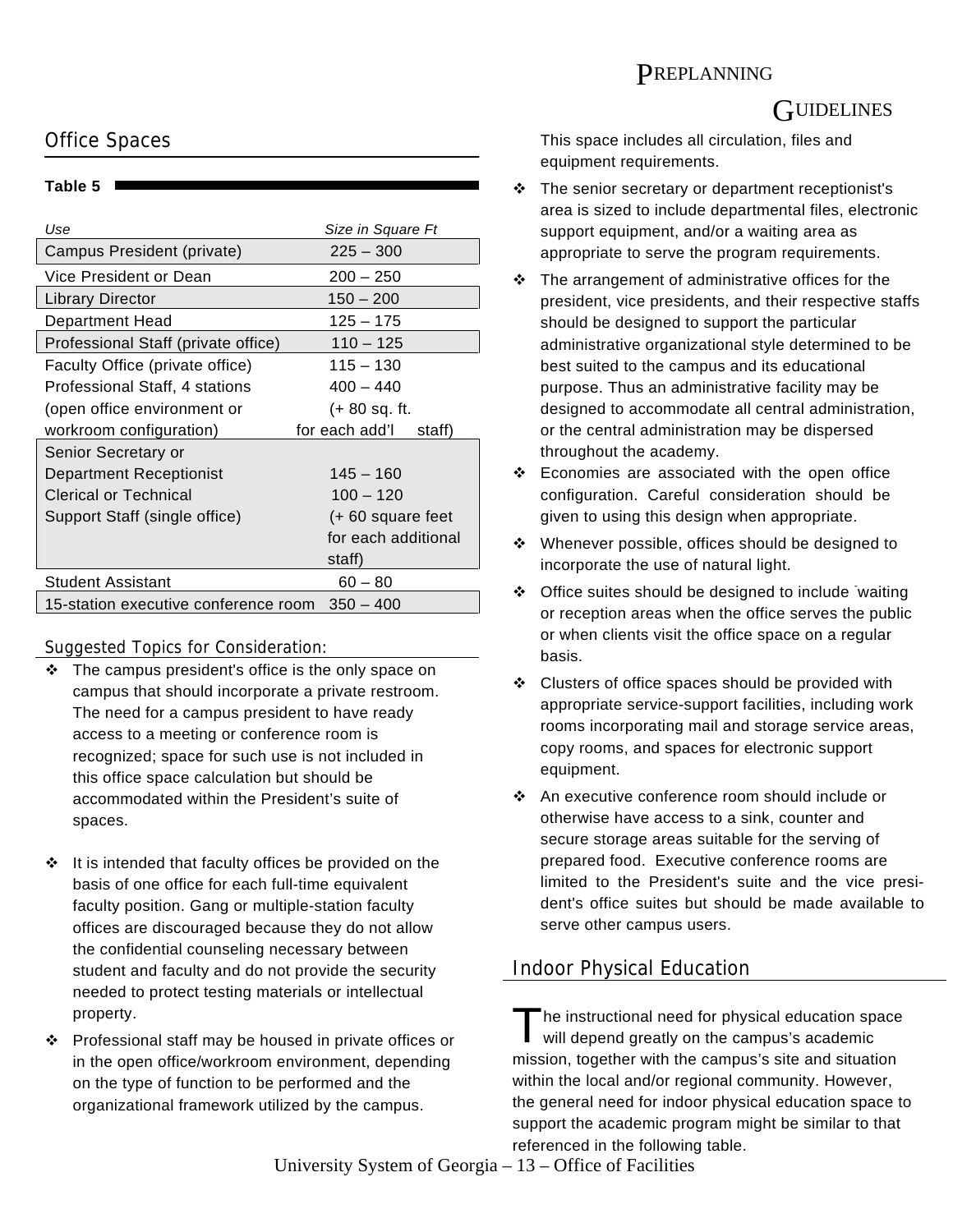## Office Spaces

**Table 5**

| *Use* | *Size in Square Ft* |
|---|---|
| Campus President (private) | 225 – 300 |
| Vice President or Dean | 200 – 250 |
| Library Director | 150 – 200 |
| Department Head | 125 – 175 |
| Professional Staff (private office) | 110 – 125 |
| Faculty Office (private office) | 115 – 130 |
| Professional Staff, 4 stations (open office environment or workroom configuration) | 400 – 440 (+ 80 sq. ft. for each add'l staff) |
| Senior Secretary or Department Receptionist | 145 – 160 |
| Clerical or Technical Support Staff (single office) | 100 – 120 (+ 60 square feet for each additional staff) |
| Student Assistant | 60 – 80 |
| 15-station executive conference room | 350 – 400 |

### Suggested Topics for Consideration:

- The campus president's office is the only space on campus that should incorporate a private restroom. The need for a campus president to have ready access to a meeting or conference room is recognized; space for such use is not included in this office space calculation but should be accommodated within the President's suite of spaces.

- It is intended that faculty offices be provided on the basis of one office for each full-time equivalent faculty position. Gang or multiple-station faculty offices are discouraged because they do not allow the confidential counseling necessary between student and faculty and do not provide the security needed to protect testing materials or intellectual property.
- Professional staff may be housed in private offices or in the open office/workroom environment, depending on the type of function to be performed and the organizational framework utilized by the campus. This space includes all circulation, files and equipment requirements.
- The senior secretary or department receptionist's area is sized to include departmental files, electronic support equipment, and/or a waiting area as appropriate to serve the program requirements.
- The arrangement of administrative offices for the president, vice presidents, and their respective staffs should be designed to support the particular administrative organizational style determined to be best suited to the campus and its educational purpose. Thus an administrative facility may be designed to accommodate all central administration, or the central administration may be dispersed throughout the academy.
- Economies are associated with the open office configuration. Careful consideration should be given to using this design when appropriate.
- Whenever possible, offices should be designed to incorporate the use of natural light.
- Office suites should be designed to include waiting or reception areas when the office serves the public or when clients visit the office space on a regular basis.
- Clusters of office spaces should be provided with appropriate service-support facilities, including work rooms incorporating mail and storage service areas, copy rooms, and spaces for electronic support equipment.
- An executive conference room should include or otherwise have access to a sink, counter and secure storage areas suitable for the serving of prepared food. Executive conference rooms are limited to the President's suite and the vice president's office suites but should be made available to serve other campus users.

## Indoor Physical Education

The instructional need for physical education space will depend greatly on the campus's academic mission, together with the campus's site and situation within the local and/or regional community. However, the general need for indoor physical education space to support the academic program might be similar to that referenced in the following table.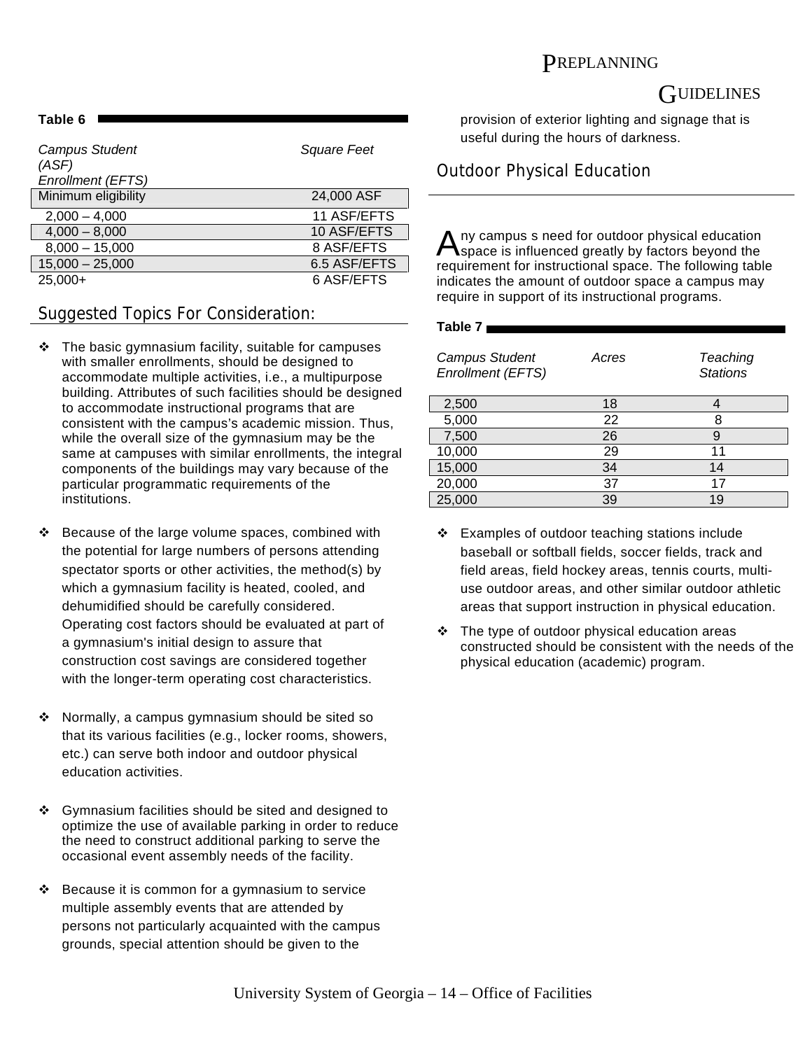**Table 6**

| *Campus Student Enrollment (EFTS)* | *Square Feet (ASF)* |
|---|---|
| Minimum eligibility | 24,000 ASF |
| 2,000 – 4,000 | 11 ASF/EFTS |
| 4,000 – 8,000 | 10 ASF/EFTS |
| 8,000 – 15,000 | 8 ASF/EFTS |
| 15,000 – 25,000 | 6.5 ASF/EFTS |
| 25,000+ | 6 ASF/EFTS |

## Suggested Topics For Consideration:

- The basic gymnasium facility, suitable for campuses with smaller enrollments, should be designed to accommodate multiple activities, i.e., a multipurpose building. Attributes of such facilities should be designed to accommodate instructional programs that are consistent with the campus's academic mission. Thus, while the overall size of the gymnasium may be the same at campuses with similar enrollments, the integral components of the buildings may vary because of the particular programmatic requirements of the institutions.

- Because of the large volume spaces, combined with the potential for large numbers of persons attending spectator sports or other activities, the method(s) by which a gymnasium facility is heated, cooled, and dehumidified should be carefully considered. Operating cost factors should be evaluated at part of a gymnasium's initial design to assure that construction cost savings are considered together with the longer-term operating cost characteristics.

- Normally, a campus gymnasium should be sited so that its various facilities (e.g., locker rooms, showers, etc.) can serve both indoor and outdoor physical education activities.

- Gymnasium facilities should be sited and designed to optimize the use of available parking in order to reduce the need to construct additional parking to serve the occasional event assembly needs of the facility.

- Because it is common for a gymnasium to service multiple assembly events that are attended by persons not particularly acquainted with the campus grounds, special attention should be given to the provision of exterior lighting and signage that is useful during the hours of darkness.

## Outdoor Physical Education

Any campus s need for outdoor physical education space is influenced greatly by factors beyond the requirement for instructional space. The following table indicates the amount of outdoor space a campus may require in support of its instructional programs.

**Table 7**

| *Campus Student Enrollment (EFTS)* | *Acres* | *Teaching Stations* |
|---|---|---|
| 2,500 | 18 | 4 |
| 5,000 | 22 | 8 |
| 7,500 | 26 | 9 |
| 10,000 | 29 | 11 |
| 15,000 | 34 | 14 |
| 20,000 | 37 | 17 |
| 25,000 | 39 | 19 |

- Examples of outdoor teaching stations include baseball or softball fields, soccer fields, track and field areas, field hockey areas, tennis courts, multi-use outdoor areas, and other similar outdoor athletic areas that support instruction in physical education.

- The type of outdoor physical education areas constructed should be consistent with the needs of the physical education (academic) program.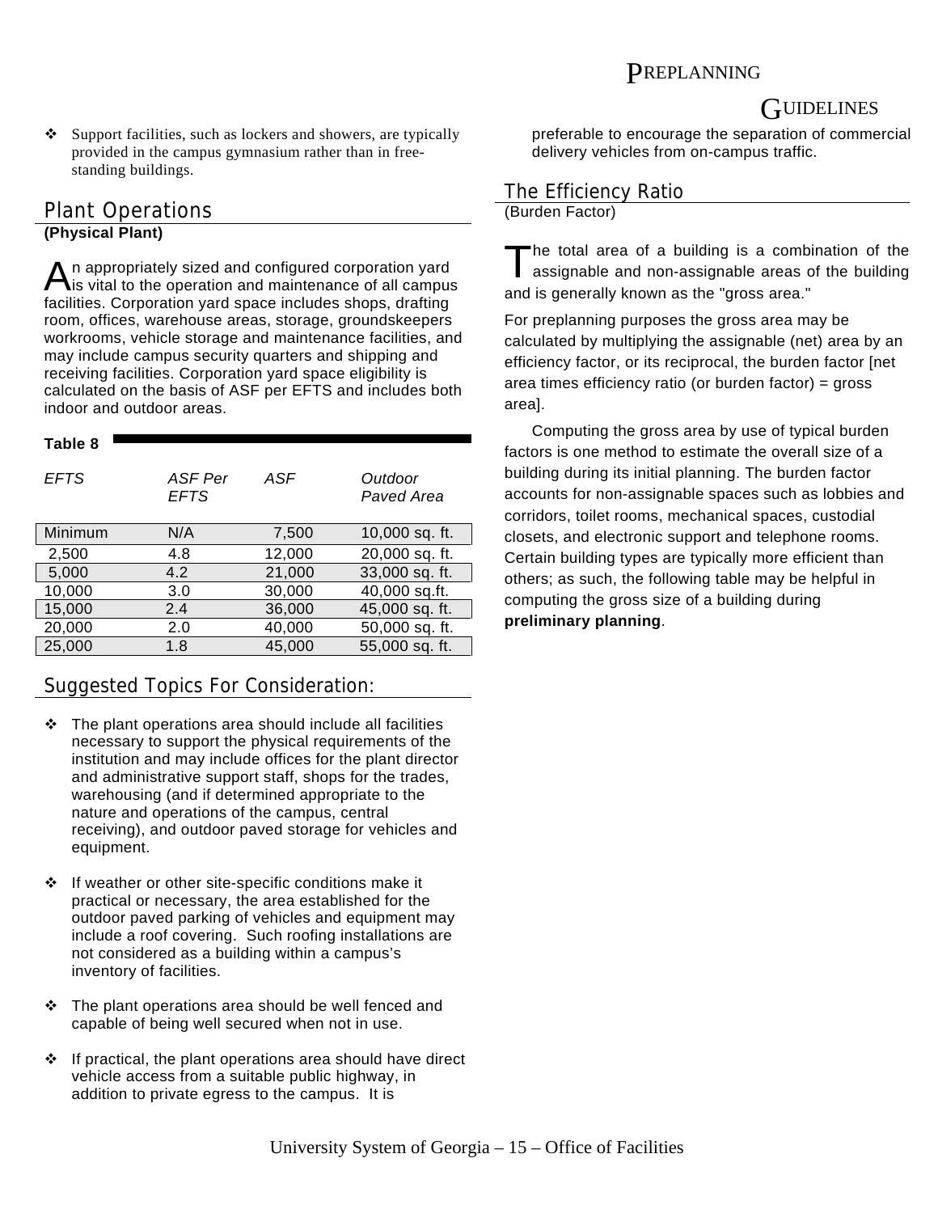- Support facilities, such as lockers and showers, are typically provided in the campus gymnasium rather than in free-standing buildings.

## Plant Operations

**(Physical Plant)**

An appropriately sized and configured corporation yard is vital to the operation and maintenance of all campus facilities. Corporation yard space includes shops, drafting room, offices, warehouse areas, storage, groundskeepers workrooms, vehicle storage and maintenance facilities, and may include campus security quarters and shipping and receiving facilities. Corporation yard space eligibility is calculated on the basis of ASF per EFTS and includes both indoor and outdoor areas.

**Table 8**

| *EFTS* | *ASF Per EFTS* | *ASF* | *Outdoor Paved Area* |
|---|---|---|---|
| Minimum | N/A | 7,500 | 10,000 sq. ft. |
| 2,500 | 4.8 | 12,000 | 20,000 sq. ft. |
| 5,000 | 4.2 | 21,000 | 33,000 sq. ft. |
| 10,000 | 3.0 | 30,000 | 40,000 sq.ft. |
| 15,000 | 2.4 | 36,000 | 45,000 sq. ft. |
| 20,000 | 2.0 | 40,000 | 50,000 sq. ft. |
| 25,000 | 1.8 | 45,000 | 55,000 sq. ft. |

## Suggested Topics For Consideration:

- The plant operations area should include all facilities necessary to support the physical requirements of the institution and may include offices for the plant director and administrative support staff, shops for the trades, warehousing (and if determined appropriate to the nature and operations of the campus, central receiving), and outdoor paved storage for vehicles and equipment.
- If weather or other site-specific conditions make it practical or necessary, the area established for the outdoor paved parking of vehicles and equipment may include a roof covering. Such roofing installations are not considered as a building within a campus's inventory of facilities.
- The plant operations area should be well fenced and capable of being well secured when not in use.
- If practical, the plant operations area should have direct vehicle access from a suitable public highway, in addition to private egress to the campus. It is preferable to encourage the separation of commercial delivery vehicles from on-campus traffic.

## The Efficiency Ratio

(Burden Factor)

The total area of a building is a combination of the assignable and non-assignable areas of the building and is generally known as the "gross area."

For preplanning purposes the gross area may be calculated by multiplying the assignable (net) area by an efficiency factor, or its reciprocal, the burden factor [net area times efficiency ratio (or burden factor) = gross area].

Computing the gross area by use of typical burden factors is one method to estimate the overall size of a building during its initial planning. The burden factor accounts for non-assignable spaces such as lobbies and corridors, toilet rooms, mechanical spaces, custodial closets, and electronic support and telephone rooms. Certain building types are typically more efficient than others; as such, the following table may be helpful in computing the gross size of a building during **preliminary planning**.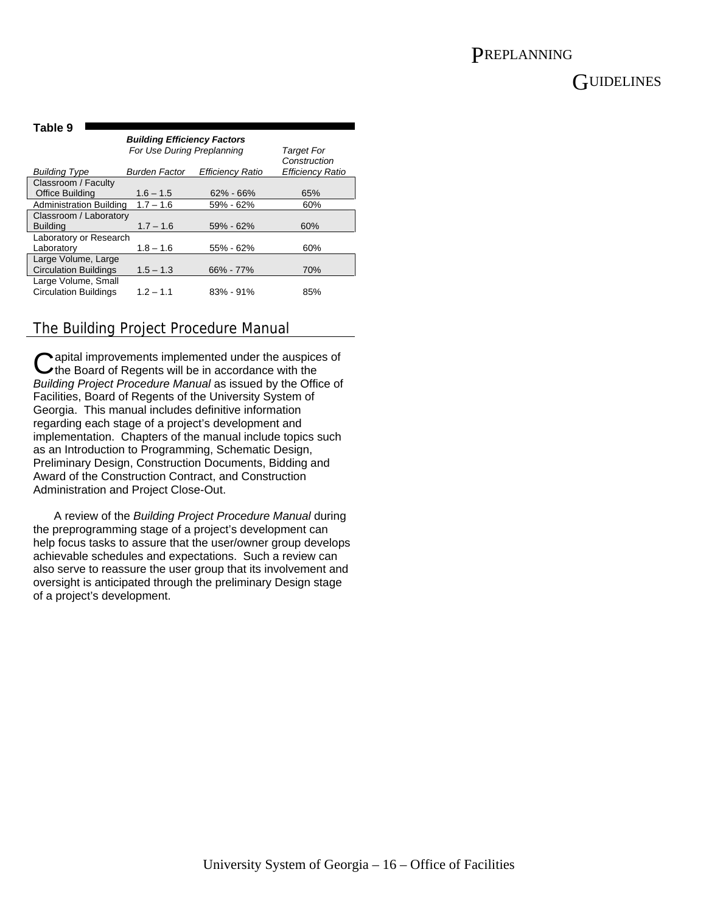**Table 9**

| | *Building Efficiency Factors* *For Use During Preplanning* | | *Target For Construction* |
|---|---|---|---|
| *Building Type* | *Burden Factor* | *Efficiency Ratio* | *Efficiency Ratio* |
| Classroom / Faculty Office Building | 1.6 – 1.5 | 62% - 66% | 65% |
| Administration Building | 1.7 – 1.6 | 59% - 62% | 60% |
| Classroom / Laboratory Building | 1.7 – 1.6 | 59% - 62% | 60% |
| Laboratory or Research Laboratory | 1.8 – 1.6 | 55% - 62% | 60% |
| Large Volume, Large Circulation Buildings | 1.5 – 1.3 | 66% - 77% | 70% |
| Large Volume, Small Circulation Buildings | 1.2 – 1.1 | 83% - 91% | 85% |

## The Building Project Procedure Manual

Capital improvements implemented under the auspices of the Board of Regents will be in accordance with the *Building Project Procedure Manual* as issued by the Office of Facilities, Board of Regents of the University System of Georgia. This manual includes definitive information regarding each stage of a project's development and implementation. Chapters of the manual include topics such as an Introduction to Programming, Schematic Design, Preliminary Design, Construction Documents, Bidding and Award of the Construction Contract, and Construction Administration and Project Close-Out.

A review of the *Building Project Procedure Manual* during the preprogramming stage of a project's development can help focus tasks to assure that the user/owner group develops achievable schedules and expectations. Such a review can also serve to reassure the user group that its involvement and oversight is anticipated through the preliminary Design stage of a project's development.